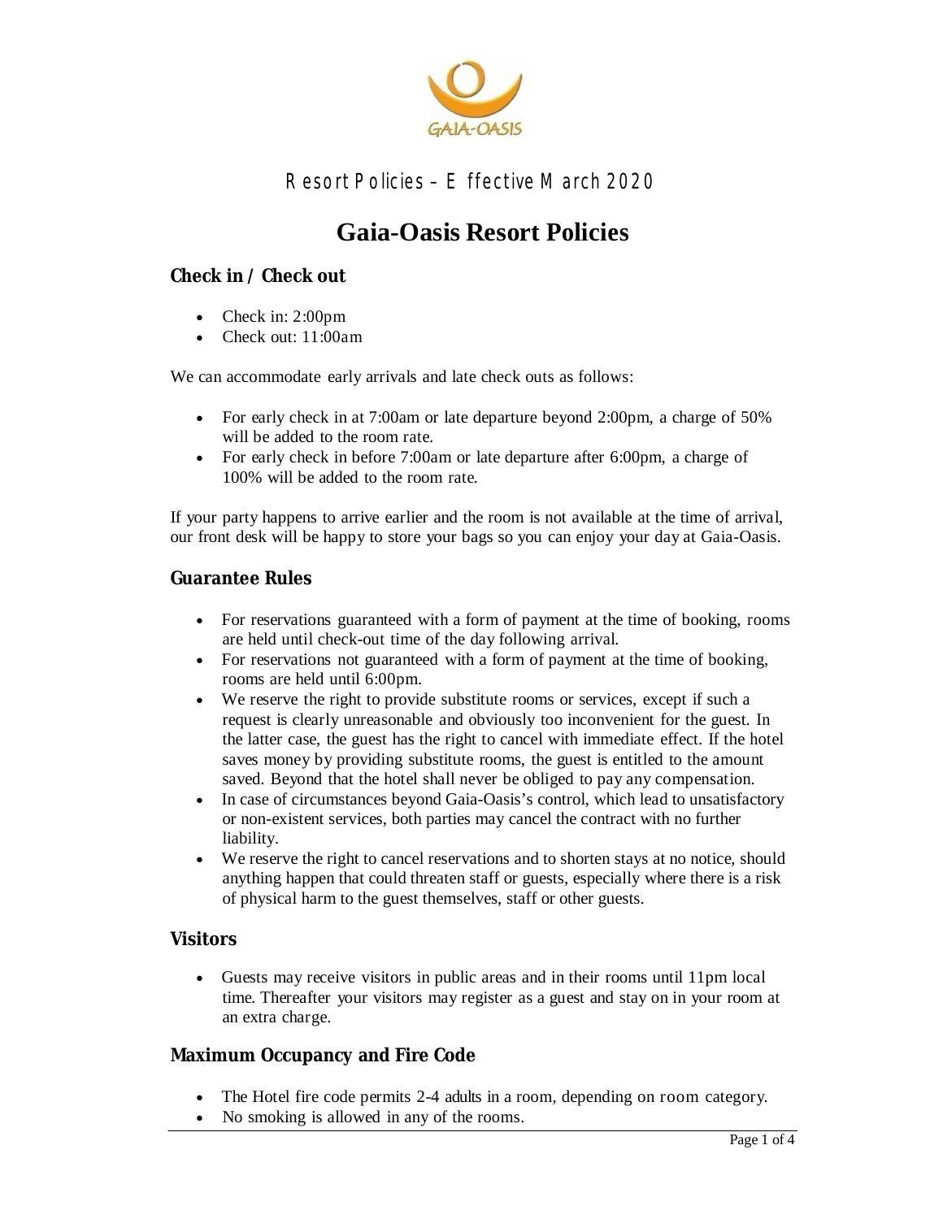GAIA-OASIS

Resort Policies – Effective March 2020

# Gaia-Oasis Resort Policies

## Check in / Check out

- Check in: 2:00pm
- Check out: 11:00am

We can accommodate early arrivals and late check outs as follows:

- For early check in at 7:00am or late departure beyond 2:00pm, a charge of 50% will be added to the room rate.
- For early check in before 7:00am or late departure after 6:00pm, a charge of 100% will be added to the room rate.

If your party happens to arrive earlier and the room is not available at the time of arrival, our front desk will be happy to store your bags so you can enjoy your day at Gaia-Oasis.

## Guarantee Rules

- For reservations guaranteed with a form of payment at the time of booking, rooms are held until check-out time of the day following arrival.
- For reservations not guaranteed with a form of payment at the time of booking, rooms are held until 6:00pm.
- We reserve the right to provide substitute rooms or services, except if such a request is clearly unreasonable and obviously too inconvenient for the guest. In the latter case, the guest has the right to cancel with immediate effect. If the hotel saves money by providing substitute rooms, the guest is entitled to the amount saved. Beyond that the hotel shall never be obliged to pay any compensation.
- In case of circumstances beyond Gaia-Oasis's control, which lead to unsatisfactory or non-existent services, both parties may cancel the contract with no further liability.
- We reserve the right to cancel reservations and to shorten stays at no notice, should anything happen that could threaten staff or guests, especially where there is a risk of physical harm to the guest themselves, staff or other guests.

## Visitors

- Guests may receive visitors in public areas and in their rooms until 11pm local time. Thereafter your visitors may register as a guest and stay on in your room at an extra charge.

## Maximum Occupancy and Fire Code

- The Hotel fire code permits 2-4 adults in a room, depending on room category.
- No smoking is allowed in any of the rooms.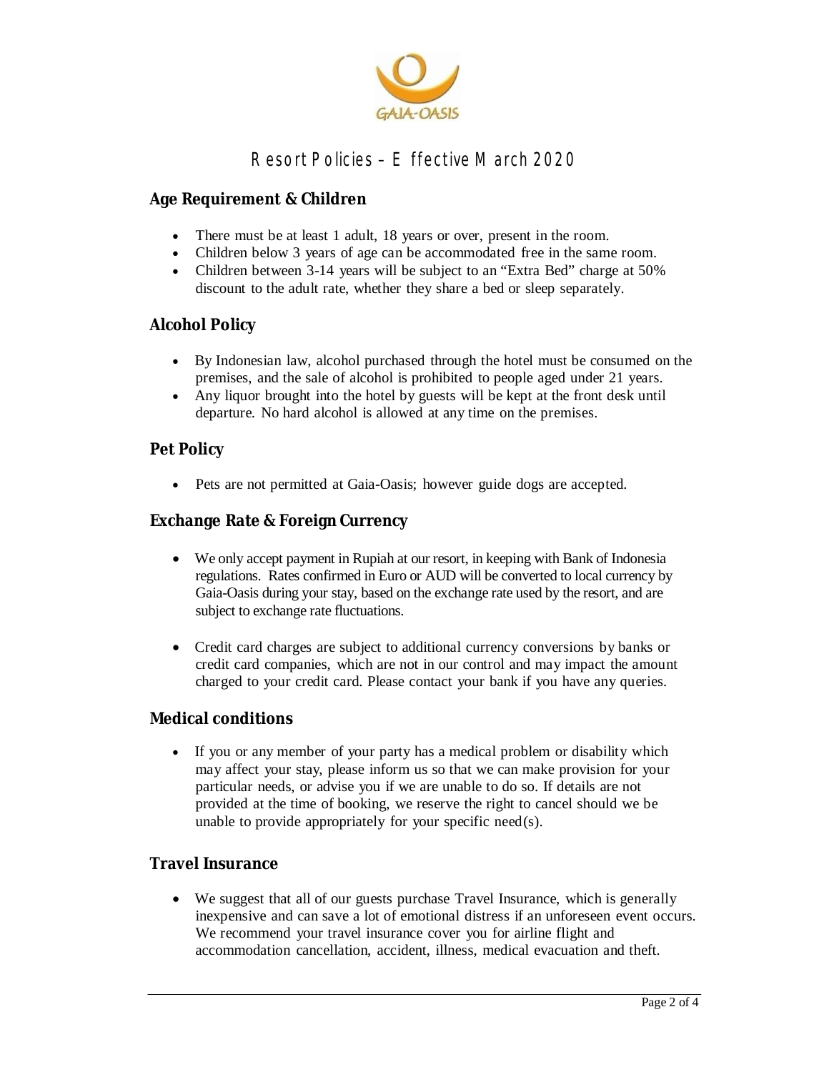# Resort Policies – Effective March 2020

## Age Requirement & Children

- There must be at least 1 adult, 18 years or over, present in the room.
- Children below 3 years of age can be accommodated free in the same room.
- Children between 3-14 years will be subject to an "Extra Bed" charge at 50% discount to the adult rate, whether they share a bed or sleep separately.

## Alcohol Policy

- By Indonesian law, alcohol purchased through the hotel must be consumed on the premises, and the sale of alcohol is prohibited to people aged under 21 years.
- Any liquor brought into the hotel by guests will be kept at the front desk until departure. No hard alcohol is allowed at any time on the premises.

## Pet Policy

- Pets are not permitted at Gaia-Oasis; however guide dogs are accepted.

## Exchange Rate & Foreign Currency

- We only accept payment in Rupiah at our resort, in keeping with Bank of Indonesia regulations. Rates confirmed in Euro or AUD will be converted to local currency by Gaia-Oasis during your stay, based on the exchange rate used by the resort, and are subject to exchange rate fluctuations.

- Credit card charges are subject to additional currency conversions by banks or credit card companies, which are not in our control and may impact the amount charged to your credit card. Please contact your bank if you have any queries.

## Medical conditions

- If you or any member of your party has a medical problem or disability which may affect your stay, please inform us so that we can make provision for your particular needs, or advise you if we are unable to do so. If details are not provided at the time of booking, we reserve the right to cancel should we be unable to provide appropriately for your specific need(s).

## Travel Insurance

- We suggest that all of our guests purchase Travel Insurance, which is generally inexpensive and can save a lot of emotional distress if an unforeseen event occurs. We recommend your travel insurance cover you for airline flight and accommodation cancellation, accident, illness, medical evacuation and theft.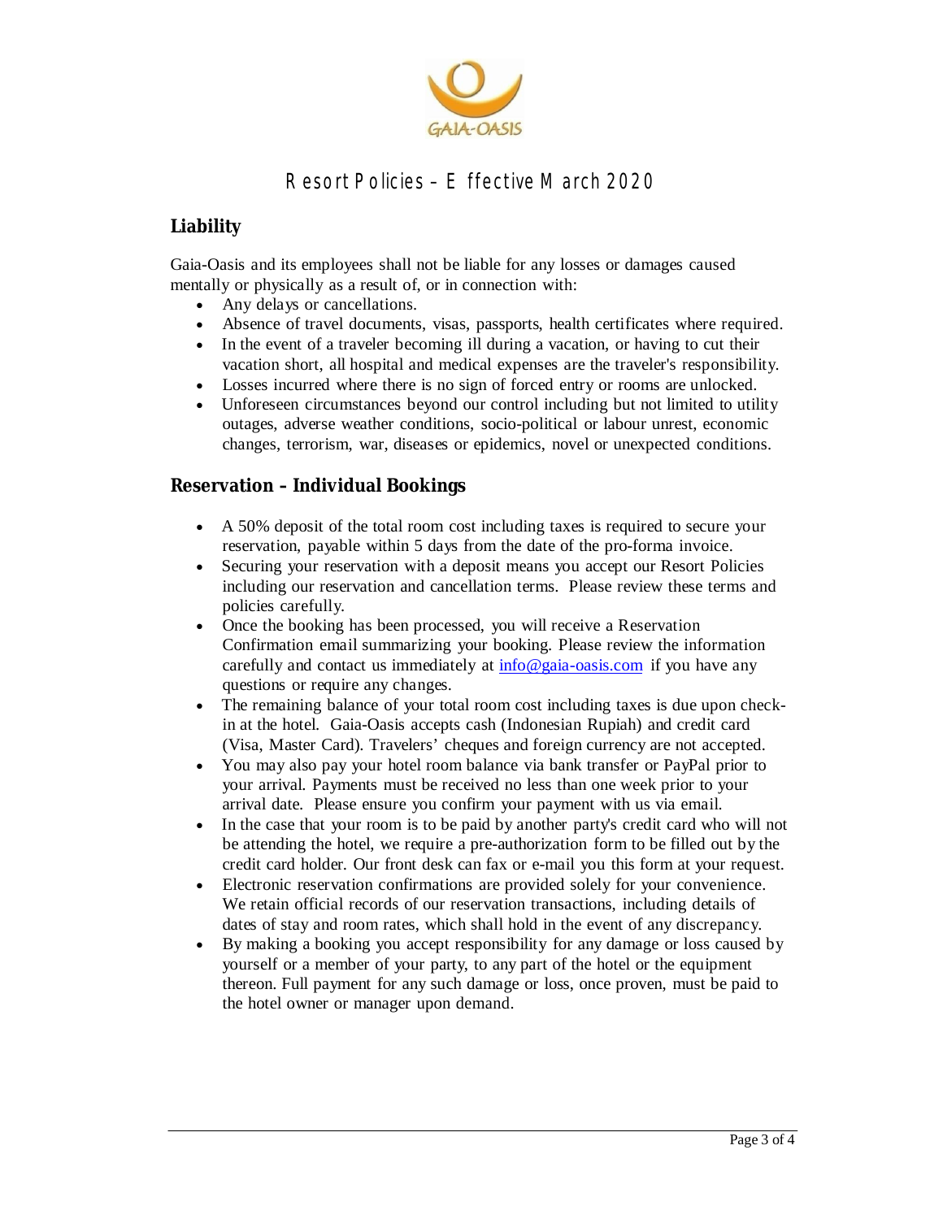# Resort Policies – Effective March 2020

## Liability

Gaia-Oasis and its employees shall not be liable for any losses or damages caused mentally or physically as a result of, or in connection with:

- Any delays or cancellations.
- Absence of travel documents, visas, passports, health certificates where required.
- In the event of a traveler becoming ill during a vacation, or having to cut their vacation short, all hospital and medical expenses are the traveler's responsibility.
- Losses incurred where there is no sign of forced entry or rooms are unlocked.
- Unforeseen circumstances beyond our control including but not limited to utility outages, adverse weather conditions, socio-political or labour unrest, economic changes, terrorism, war, diseases or epidemics, novel or unexpected conditions.

## Reservation – Individual Bookings

- A 50% deposit of the total room cost including taxes is required to secure your reservation, payable within 5 days from the date of the pro-forma invoice.
- Securing your reservation with a deposit means you accept our Resort Policies including our reservation and cancellation terms. Please review these terms and policies carefully.
- Once the booking has been processed, you will receive a Reservation Confirmation email summarizing your booking. Please review the information carefully and contact us immediately at [info@gaia-oasis.com](mailto:info@gaia-oasis.com) if you have any questions or require any changes.
- The remaining balance of your total room cost including taxes is due upon check-in at the hotel. Gaia-Oasis accepts cash (Indonesian Rupiah) and credit card (Visa, Master Card). Travelers' cheques and foreign currency are not accepted.
- You may also pay your hotel room balance via bank transfer or PayPal prior to your arrival. Payments must be received no less than one week prior to your arrival date. Please ensure you confirm your payment with us via email.
- In the case that your room is to be paid by another party's credit card who will not be attending the hotel, we require a pre-authorization form to be filled out by the credit card holder. Our front desk can fax or e-mail you this form at your request.
- Electronic reservation confirmations are provided solely for your convenience. We retain official records of our reservation transactions, including details of dates of stay and room rates, which shall hold in the event of any discrepancy.
- By making a booking you accept responsibility for any damage or loss caused by yourself or a member of your party, to any part of the hotel or the equipment thereon. Full payment for any such damage or loss, once proven, must be paid to the hotel owner or manager upon demand.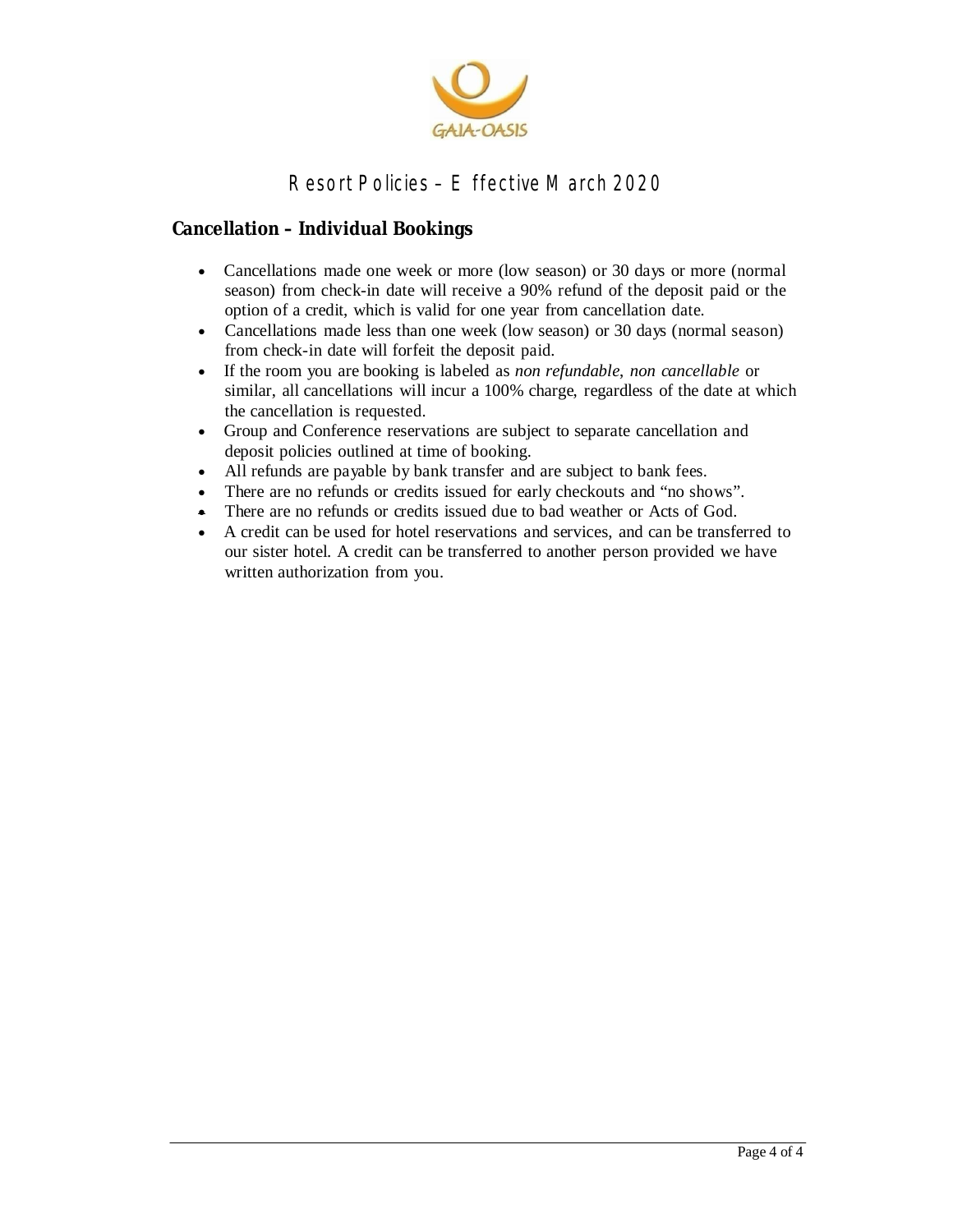# Resort Policies – Effective March 2020

## Cancellation – Individual Bookings

- Cancellations made one week or more (low season) or 30 days or more (normal season) from check-in date will receive a 90% refund of the deposit paid or the option of a credit, which is valid for one year from cancellation date.
- Cancellations made less than one week (low season) or 30 days (normal season) from check-in date will forfeit the deposit paid.
- If the room you are booking is labeled as *non refundable, non cancellable* or similar, all cancellations will incur a 100% charge, regardless of the date at which the cancellation is requested.
- Group and Conference reservations are subject to separate cancellation and deposit policies outlined at time of booking.
- All refunds are payable by bank transfer and are subject to bank fees.
- There are no refunds or credits issued for early checkouts and "no shows".
- There are no refunds or credits issued due to bad weather or Acts of God.
- A credit can be used for hotel reservations and services, and can be transferred to our sister hotel. A credit can be transferred to another person provided we have written authorization from you.